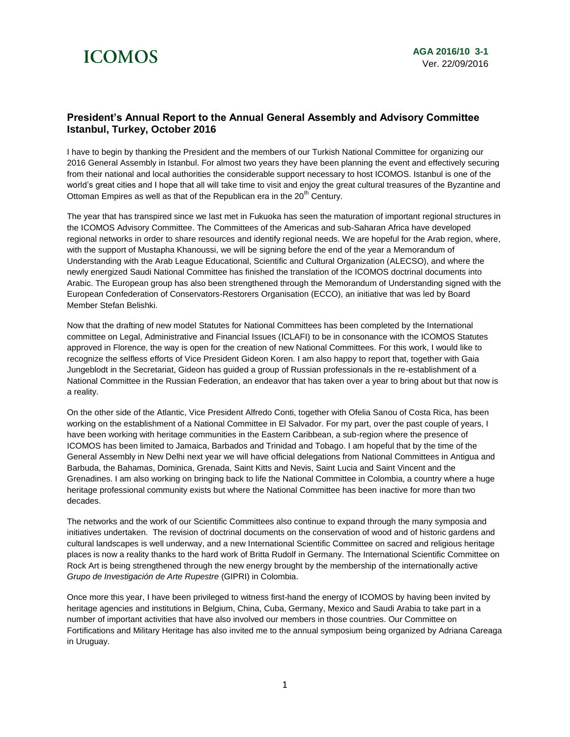ICOMOS

**AGA 2016/10 3-1**
Ver. 22/09/2016

## President's Annual Report to the Annual General Assembly and Advisory Committee Istanbul, Turkey, October 2016

I have to begin by thanking the President and the members of our Turkish National Committee for organizing our 2016 General Assembly in Istanbul. For almost two years they have been planning the event and effectively securing from their national and local authorities the considerable support necessary to host ICOMOS. Istanbul is one of the world's great cities and I hope that all will take time to visit and enjoy the great cultural treasures of the Byzantine and Ottoman Empires as well as that of the Republican era in the 20th Century.

The year that has transpired since we last met in Fukuoka has seen the maturation of important regional structures in the ICOMOS Advisory Committee. The Committees of the Americas and sub-Saharan Africa have developed regional networks in order to share resources and identify regional needs. We are hopeful for the Arab region, where, with the support of Mustapha Khanoussi, we will be signing before the end of the year a Memorandum of Understanding with the Arab League Educational, Scientific and Cultural Organization (ALECSO), and where the newly energized Saudi National Committee has finished the translation of the ICOMOS doctrinal documents into Arabic. The European group has also been strengthened through the Memorandum of Understanding signed with the European Confederation of Conservators-Restorers Organisation (ECCO), an initiative that was led by Board Member Stefan Belishki.

Now that the drafting of new model Statutes for National Committees has been completed by the International committee on Legal, Administrative and Financial Issues (ICLAFI) to be in consonance with the ICOMOS Statutes approved in Florence, the way is open for the creation of new National Committees. For this work, I would like to recognize the selfless efforts of Vice President Gideon Koren. I am also happy to report that, together with Gaia Jungeblodt in the Secretariat, Gideon has guided a group of Russian professionals in the re-establishment of a National Committee in the Russian Federation, an endeavor that has taken over a year to bring about but that now is a reality.

On the other side of the Atlantic, Vice President Alfredo Conti, together with Ofelia Sanou of Costa Rica, has been working on the establishment of a National Committee in El Salvador. For my part, over the past couple of years, I have been working with heritage communities in the Eastern Caribbean, a sub-region where the presence of ICOMOS has been limited to Jamaica, Barbados and Trinidad and Tobago. I am hopeful that by the time of the General Assembly in New Delhi next year we will have official delegations from National Committees in Antigua and Barbuda, the Bahamas, Dominica, Grenada, Saint Kitts and Nevis, Saint Lucia and Saint Vincent and the Grenadines. I am also working on bringing back to life the National Committee in Colombia, a country where a huge heritage professional community exists but where the National Committee has been inactive for more than two decades.

The networks and the work of our Scientific Committees also continue to expand through the many symposia and initiatives undertaken. The revision of doctrinal documents on the conservation of wood and of historic gardens and cultural landscapes is well underway, and a new International Scientific Committee on sacred and religious heritage places is now a reality thanks to the hard work of Britta Rudolf in Germany. The International Scientific Committee on Rock Art is being strengthened through the new energy brought by the membership of the internationally active *Grupo de Investigación de Arte Rupestre* (GIPRI) in Colombia.

Once more this year, I have been privileged to witness first-hand the energy of ICOMOS by having been invited by heritage agencies and institutions in Belgium, China, Cuba, Germany, Mexico and Saudi Arabia to take part in a number of important activities that have also involved our members in those countries. Our Committee on Fortifications and Military Heritage has also invited me to the annual symposium being organized by Adriana Careaga in Uruguay.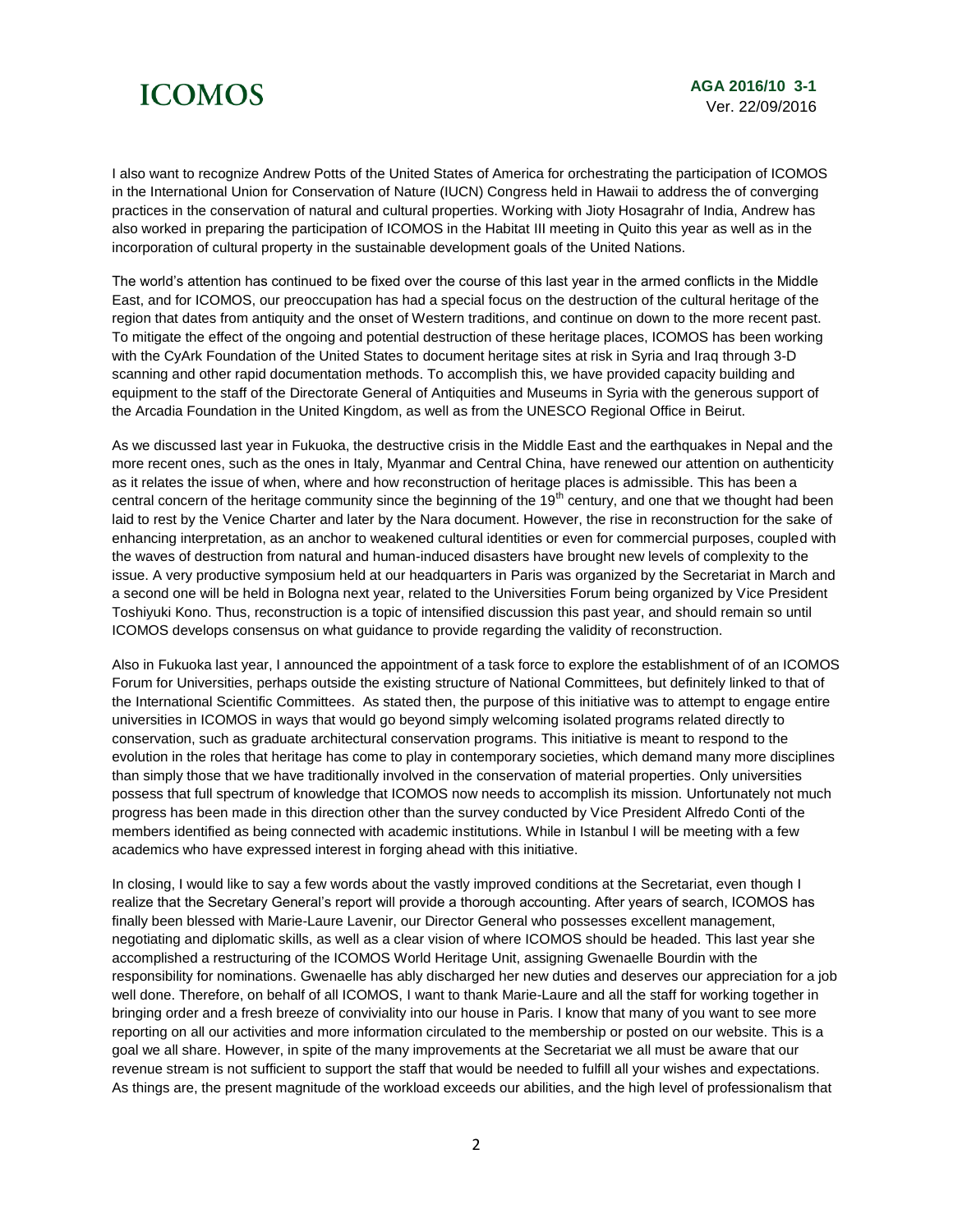I also want to recognize Andrew Potts of the United States of America for orchestrating the participation of ICOMOS in the International Union for Conservation of Nature (IUCN) Congress held in Hawaii to address the of converging practices in the conservation of natural and cultural properties. Working with Jioty Hosagrahr of India, Andrew has also worked in preparing the participation of ICOMOS in the Habitat III meeting in Quito this year as well as in the incorporation of cultural property in the sustainable development goals of the United Nations.

The world's attention has continued to be fixed over the course of this last year in the armed conflicts in the Middle East, and for ICOMOS, our preoccupation has had a special focus on the destruction of the cultural heritage of the region that dates from antiquity and the onset of Western traditions, and continue on down to the more recent past. To mitigate the effect of the ongoing and potential destruction of these heritage places, ICOMOS has been working with the CyArk Foundation of the United States to document heritage sites at risk in Syria and Iraq through 3-D scanning and other rapid documentation methods. To accomplish this, we have provided capacity building and equipment to the staff of the Directorate General of Antiquities and Museums in Syria with the generous support of the Arcadia Foundation in the United Kingdom, as well as from the UNESCO Regional Office in Beirut.

As we discussed last year in Fukuoka, the destructive crisis in the Middle East and the earthquakes in Nepal and the more recent ones, such as the ones in Italy, Myanmar and Central China, have renewed our attention on authenticity as it relates the issue of when, where and how reconstruction of heritage places is admissible. This has been a central concern of the heritage community since the beginning of the 19th century, and one that we thought had been laid to rest by the Venice Charter and later by the Nara document. However, the rise in reconstruction for the sake of enhancing interpretation, as an anchor to weakened cultural identities or even for commercial purposes, coupled with the waves of destruction from natural and human-induced disasters have brought new levels of complexity to the issue. A very productive symposium held at our headquarters in Paris was organized by the Secretariat in March and a second one will be held in Bologna next year, related to the Universities Forum being organized by Vice President Toshiyuki Kono. Thus, reconstruction is a topic of intensified discussion this past year, and should remain so until ICOMOS develops consensus on what guidance to provide regarding the validity of reconstruction.

Also in Fukuoka last year, I announced the appointment of a task force to explore the establishment of of an ICOMOS Forum for Universities, perhaps outside the existing structure of National Committees, but definitely linked to that of the International Scientific Committees. As stated then, the purpose of this initiative was to attempt to engage entire universities in ICOMOS in ways that would go beyond simply welcoming isolated programs related directly to conservation, such as graduate architectural conservation programs. This initiative is meant to respond to the evolution in the roles that heritage has come to play in contemporary societies, which demand many more disciplines than simply those that we have traditionally involved in the conservation of material properties. Only universities possess that full spectrum of knowledge that ICOMOS now needs to accomplish its mission. Unfortunately not much progress has been made in this direction other than the survey conducted by Vice President Alfredo Conti of the members identified as being connected with academic institutions. While in Istanbul I will be meeting with a few academics who have expressed interest in forging ahead with this initiative.

In closing, I would like to say a few words about the vastly improved conditions at the Secretariat, even though I realize that the Secretary General's report will provide a thorough accounting. After years of search, ICOMOS has finally been blessed with Marie-Laure Lavenir, our Director General who possesses excellent management, negotiating and diplomatic skills, as well as a clear vision of where ICOMOS should be headed. This last year she accomplished a restructuring of the ICOMOS World Heritage Unit, assigning Gwenaelle Bourdin with the responsibility for nominations. Gwenaelle has ably discharged her new duties and deserves our appreciation for a job well done. Therefore, on behalf of all ICOMOS, I want to thank Marie-Laure and all the staff for working together in bringing order and a fresh breeze of conviviality into our house in Paris. I know that many of you want to see more reporting on all our activities and more information circulated to the membership or posted on our website. This is a goal we all share. However, in spite of the many improvements at the Secretariat we all must be aware that our revenue stream is not sufficient to support the staff that would be needed to fulfill all your wishes and expectations. As things are, the present magnitude of the workload exceeds our abilities, and the high level of professionalism that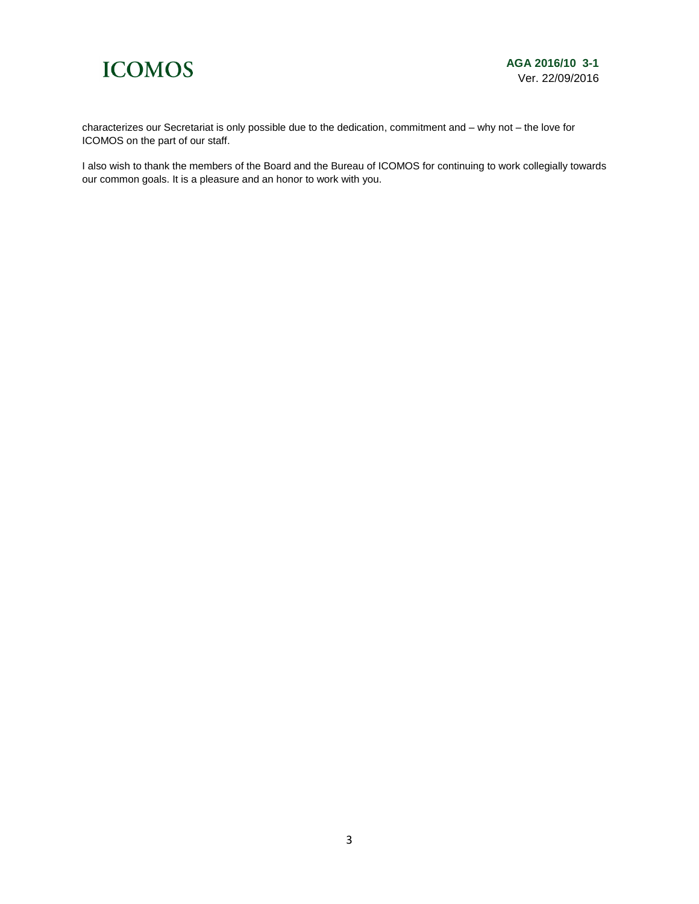characterizes our Secretariat is only possible due to the dedication, commitment and – why not – the love for ICOMOS on the part of our staff.

I also wish to thank the members of the Board and the Bureau of ICOMOS for continuing to work collegially towards our common goals. It is a pleasure and an honor to work with you.